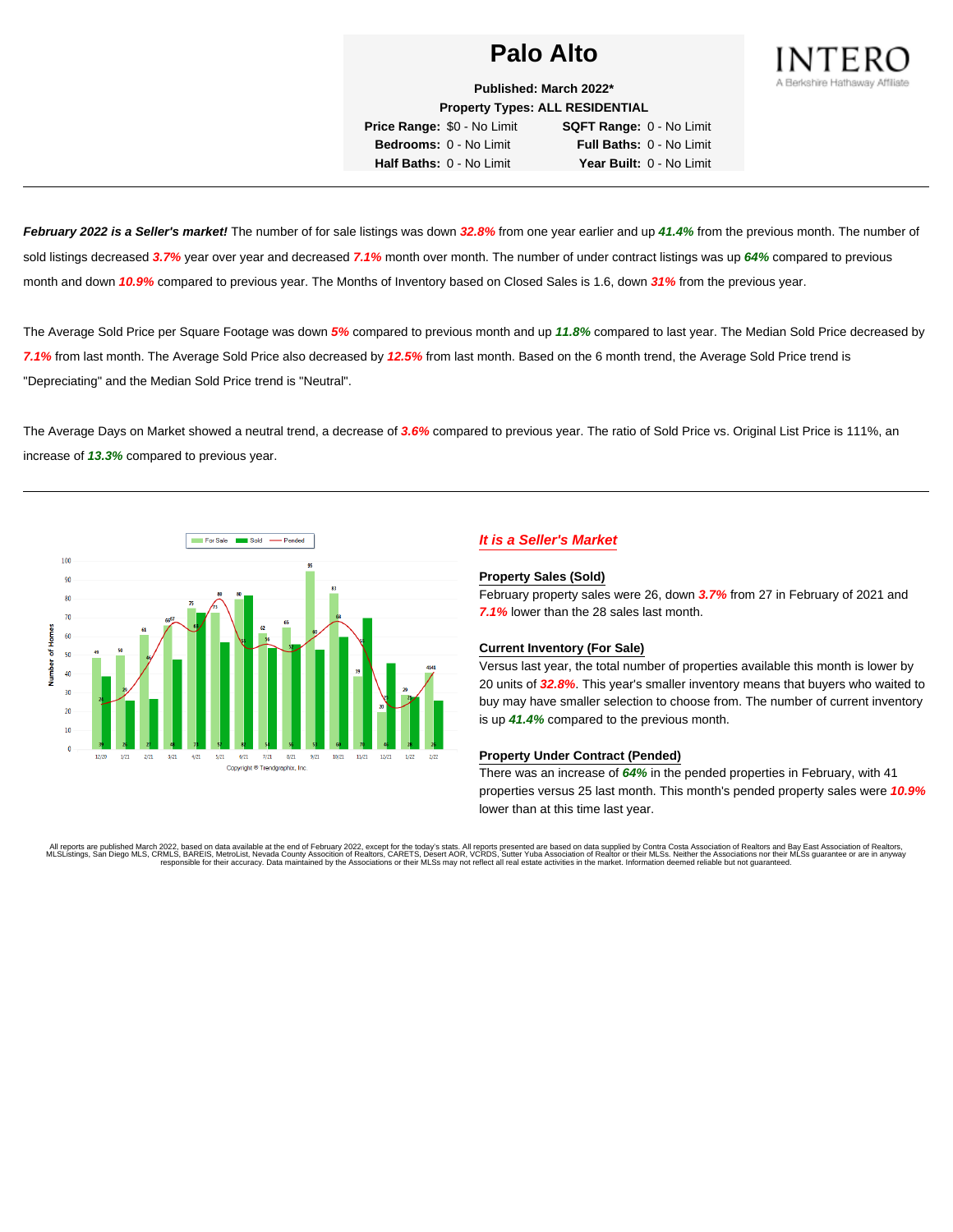# Palo Alto

**Published: March 2022***
**Property Types: ALL RESIDENTIAL**

**Price Range:** $0 - No Limit **SQFT Range:** 0 - No Limit
**Bedrooms:** 0 - No Limit **Full Baths:** 0 - No Limit
**Half Baths:** 0 - No Limit **Year Built:** 0 - No Limit

---

***February 2022 is a Seller's market!*** The number of for sale listings was down ***32.8%*** from one year earlier and up ***41.4%*** from the previous month. The number of sold listings decreased ***3.7%*** year over year and decreased ***7.1%*** month over month. The number of under contract listings was up ***64%*** compared to previous month and down ***10.9%*** compared to previous year. The Months of Inventory based on Closed Sales is 1.6, down ***31%*** from the previous year.

The Average Sold Price per Square Footage was down ***5%*** compared to previous month and up ***11.8%*** compared to last year. The Median Sold Price decreased by ***7.1%*** from last month. The Average Sold Price also decreased by ***12.5%*** from last month. Based on the 6 month trend, the Average Sold Price trend is "Depreciating" and the Median Sold Price trend is "Neutral".

The Average Days on Market showed a neutral trend, a decrease of ***3.6%*** compared to previous year. The ratio of Sold Price vs. Original List Price is 111%, an increase of ***13.3%*** compared to previous year.

---

Copyright ® Trendgraphix, Inc.

## *It is a Seller's Market*

### Property Sales (Sold)

February property sales were 26, down ***3.7%*** from 27 in February of 2021 and ***7.1%*** lower than the 28 sales last month.

### Current Inventory (For Sale)

Versus last year, the total number of properties available this month is lower by 20 units of ***32.8%***. This year's smaller inventory means that buyers who waited to buy may have smaller selection to choose from. The number of current inventory is up ***41.4%*** compared to the previous month.

### Property Under Contract (Pended)

There was an increase of ***64%*** in the pended properties in February, with 41 properties versus 25 last month. This month's pended property sales were ***10.9%*** lower than at this time last year.

All reports are published March 2022, based on data available at the end of February 2022, except for the today's stats. All reports presented are based on data supplied by Contra Costa Association of Realtors and Bay East Association of Realtors, MLSListings, San Diego MLS, CRMLS, BAREIS, MetroList, Nevada County Association of Realtors, CARETS, Desert AOR, VCRDS, Sutter Yuba Association of Realtor or their MLSs. Neither the Associations nor their MLSs guarantee or are in anyway responsible for their accuracy. Data maintained by the Associations or their MLSs may not reflect all real estate activities in the market. Information deemed reliable but not guaranteed.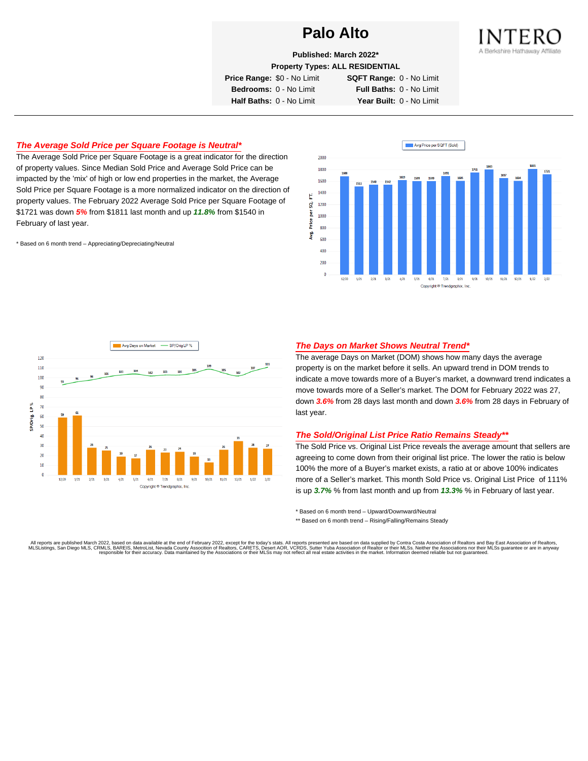# Palo Alto

**Published: March 2022***

**Property Types: ALL RESIDENTIAL**

| | | | |
|---|---|---|---|
| **Price Range:** | $0 - No Limit | **SQFT Range:** | 0 - No Limit |
| **Bedrooms:** | 0 - No Limit | **Full Baths:** | 0 - No Limit |
| **Half Baths:** | 0 - No Limit | **Year Built:** | 0 - No Limit |

INTERO
A Berkshire Hathaway Affiliate

## *The Average Sold Price per Square Footage is Neutral**

The Average Sold Price per Square Footage is a great indicator for the direction of property values. Since Median Sold Price and Average Sold Price can be impacted by the 'mix' of high or low end properties in the market, the Average Sold Price per Square Footage is a more normalized indicator on the direction of property values. The February 2022 Average Sold Price per Square Footage of $1721 was down ***5%*** from $1811 last month and up ***11.8%*** from $1540 in February of last year.

\* Based on 6 month trend – Appreciating/Depreciating/Neutral

## *The Days on Market Shows Neutral Trend**

The average Days on Market (DOM) shows how many days the average property is on the market before it sells. An upward trend in DOM trends to indicate a move towards more of a Buyer's market, a downward trend indicates a move towards more of a Seller's market. The DOM for February 2022 was 27, down ***3.6%*** from 28 days last month and down ***3.6%*** from 28 days in February of last year.

## *The Sold/Original List Price Ratio Remains Steady***

The Sold Price vs. Original List Price reveals the average amount that sellers are agreeing to come down from their original list price. The lower the ratio is below 100% the more of a Buyer's market exists, a ratio at or above 100% indicates more of a Seller's market. This month Sold Price vs. Original List Price of 111% is up ***3.7%*** % from last month and up from ***13.3%*** % in February of last year.

\* Based on 6 month trend – Upward/Downward/Neutral

\** Based on 6 month trend – Rising/Falling/Remains Steady

All reports are published March 2022, based on data available at the end of February 2022, except for the today's stats. All reports presented are based on data supplied by Contra Costa Association of Realtors and Bay East Association of Realtors, MLSListings, San Diego MLS, CRMLS, BAREIS, MetroList, Nevada County Association of Realtors, CARETS, Desert AOR, VCRDS, Sutter Yuba Association of Realtor or their MLSs. Neither the Associations nor their MLSs guarantee or are in anyway responsible for their accuracy. Data maintained by the Associations or their MLSs may not reflect all real estate activities in the market. Information deemed reliable but not guaranteed.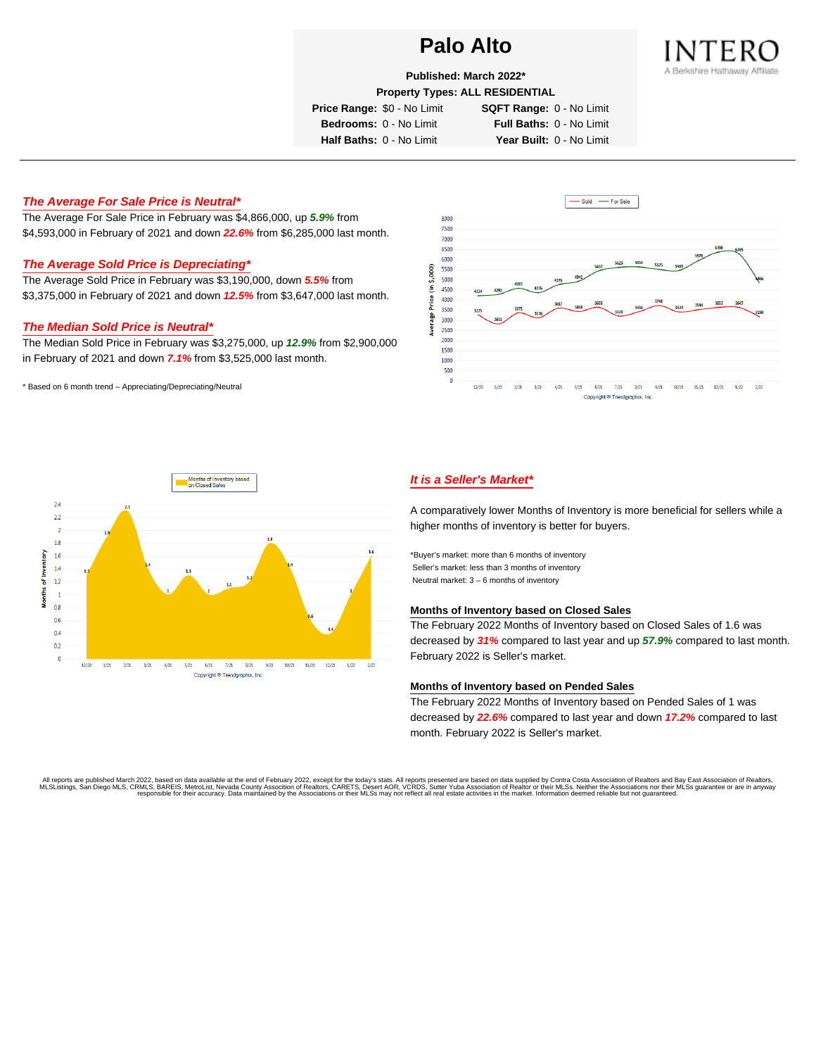# Palo Alto

**Published: March 2022***

**Property Types: ALL RESIDENTIAL**

| | | | |
|---|---|---|---|
| **Price Range:** | $0 - No Limit | **SQFT Range:** | 0 - No Limit |
| **Bedrooms:** | 0 - No Limit | **Full Baths:** | 0 - No Limit |
| **Half Baths:** | 0 - No Limit | **Year Built:** | 0 - No Limit |

INTERO
A Berkshire Hathaway Affiliate

## *The Average For Sale Price is Neutral**

The Average For Sale Price in February was $4,866,000, up ***5.9%*** from $4,593,000 in February of 2021 and down ***22.6%*** from $6,285,000 last month.

## *The Average Sold Price is Depreciating**

The Average Sold Price in February was $3,190,000, down ***5.5%*** from $3,375,000 in February of 2021 and down ***12.5%*** from $3,647,000 last month.

## *The Median Sold Price is Neutral**

The Median Sold Price in February was $3,275,000, up ***12.9%*** from $2,900,000 in February of 2021 and down ***7.1%*** from $3,525,000 last month.

\* Based on 6 month trend – Appreciating/Depreciating/Neutral

## *It is a Seller's Market**

A comparatively lower Months of Inventory is more beneficial for sellers while a higher months of inventory is better for buyers.

*Buyer's market: more than 6 months of inventory
Seller's market: less than 3 months of inventory
Neutral market: 3 – 6 months of inventory

### Months of Inventory based on Closed Sales

The February 2022 Months of Inventory based on Closed Sales of 1.6 was decreased by ***31%*** compared to last year and up ***57.9%*** compared to last month. February 2022 is Seller's market.

### Months of Inventory based on Pended Sales

The February 2022 Months of Inventory based on Pended Sales of 1 was decreased by ***22.6%*** compared to last year and down ***17.2%*** compared to last month. February 2022 is Seller's market.

All reports are published March 2022, based on data available at the end of February 2022, except for the today's stats. All reports presented are based on data supplied by Contra Costa Association of Realtors and Bay East Association of Realtors, MLSListings, San Diego MLS, CRMLS, BAREIS, MetroList, Nevada County Association of Realtors, CARETS, Desert AOR, VCRDS, Sutter Yuba Association of Realtor or their MLSs. Neither the Associations nor their MLSs guarantee or are in anyway responsible for their accuracy. Data maintained by the Associations or their MLSs may not reflect all real estate activities in the market. Information deemed reliable but not guaranteed.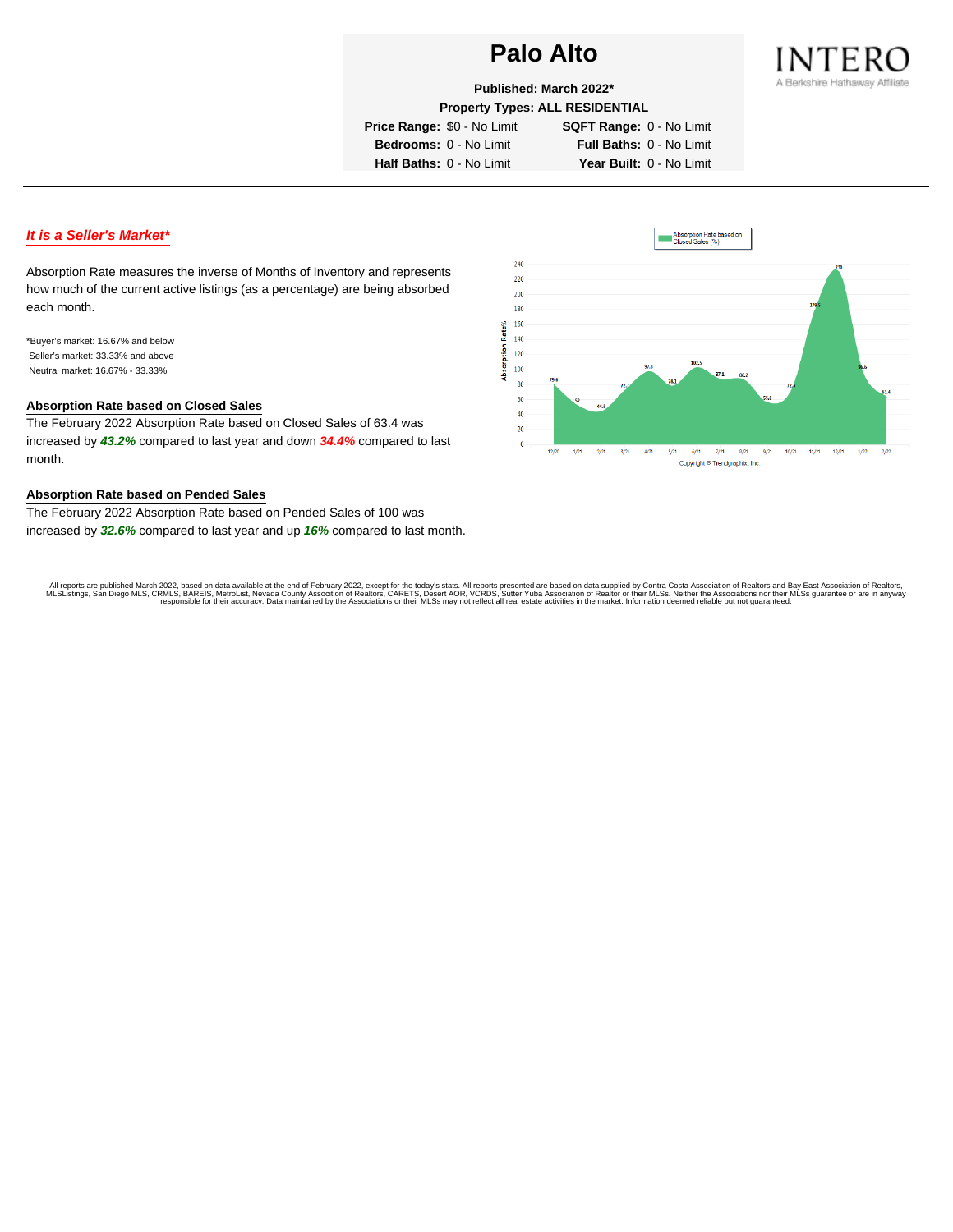# Palo Alto

INTERO
A Berkshire Hathaway Affiliate

**Published: March 2022***

**Property Types: ALL RESIDENTIAL**

**Price Range:** $0 - No Limit **SQFT Range:** 0 - No Limit
**Bedrooms:** 0 - No Limit **Full Baths:** 0 - No Limit
**Half Baths:** 0 - No Limit **Year Built:** 0 - No Limit

## *It is a Seller's Market**

Absorption Rate measures the inverse of Months of Inventory and represents how much of the current active listings (as a percentage) are being absorbed each month.

*Buyer's market: 16.67% and below
Seller's market: 33.33% and above
Neutral market: 16.67% - 33.33%

### Absorption Rate based on Closed Sales

The February 2022 Absorption Rate based on Closed Sales of 63.4 was increased by ***43.2%*** compared to last year and down ***34.4%*** compared to last month.

### Absorption Rate based on Pended Sales

The February 2022 Absorption Rate based on Pended Sales of 100 was increased by ***32.6%*** compared to last year and up ***16%*** compared to last month.

Absorption Rate based on Closed Sales (%)

Absorption Rate%

0
20
40
60
80
100
120
140
160
180
200
220
240

79.6
52
44.3
72.7
97.3
78.3
100.5
87.1
86.2
55.8
72.3
179.5
230
96.6
63.4

12/20 1/21 2/21 3/21 4/21 5/21 6/21 7/21 8/21 9/21 10/21 11/21 12/21 1/22 2/22

Copyright © Trendgraphix, Inc.

All reports are published March 2022, based on data available at the end of February 2022, except for the today's stats. All reports presented are based on data supplied by Contra Costa Association of Realtors and Bay East Association of Realtors, MLSListings, San Diego MLS, CRMLS, BAREIS, MetroList, Nevada County Association of Realtors, CARETS, Desert AOR, VCRDS, Sutter Yuba Association of Realtor or their MLSs. Neither the Associations nor their MLSs guarantee or are in anyway responsible for their accuracy. Data maintained by the Associations or their MLSs may not reflect all real estate activities in the market. Information deemed reliable but not guaranteed.